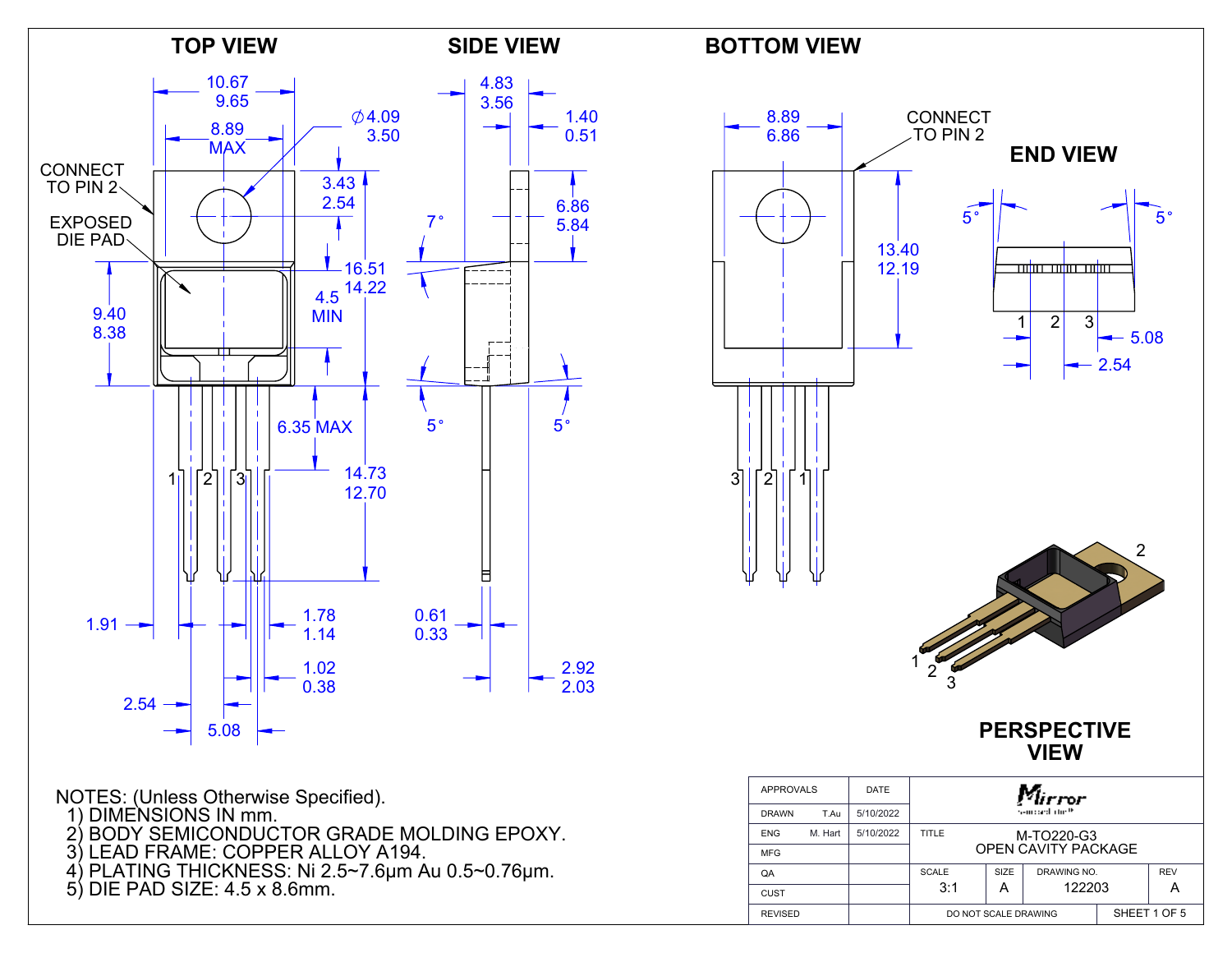## TOP VIEW

CONNECT TO PIN 2

EXPOSED DIE PAD

10.67 / 9.65

8.89 MAX

∅4.09 / 3.50

3.43 / 2.54

16.51 / 14.22

9.40 / 8.38

4.5 MIN

6.35 MAX

14.73 / 12.70

1 2 3

1.91

1.78 / 1.14

1.02 / 0.38

2.54

5.08

## SIDE VIEW

4.83 / 3.56

1.40 / 0.51

6.86 / 5.84

7°

5°

5°

0.61 / 0.33

2.92 / 2.03

## BOTTOM VIEW

8.89 / 6.86

CONNECT TO PIN 2

13.40 / 12.19

3 2 1

## END VIEW

5°

5°

1 2 3

5.08

2.54

## PERSPECTIVE VIEW

1 2 3

2

NOTES: (Unless Otherwise Specified).

1) DIMENSIONS IN mm.
2) BODY SEMICONDUCTOR GRADE MOLDING EPOXY.
3) LEAD FRAME: COPPER ALLOY A194.
4) PLATING THICKNESS: Ni 2.5~7.6µm Au 0.5~0.76µm.
5) DIE PAD SIZE: 4.5 x 8.6mm.

| APPROVALS | | DATE | Mirror |
|---|---|---|---|
| DRAWN | T.Au | 5/10/2022 | |
| ENG | M. Hart | 5/10/2022 | TITLE: M-TO220-G3 OPEN CAVITY PACKAGE |
| MFG | | | |
| QA | | | SCALE: 3:1 / SIZE: A / DRAWING NO.: 122203 / REV: A |
| CUST | | | |
| REVISED | | | DO NOT SCALE DRAWING / SHEET 1 OF 5 |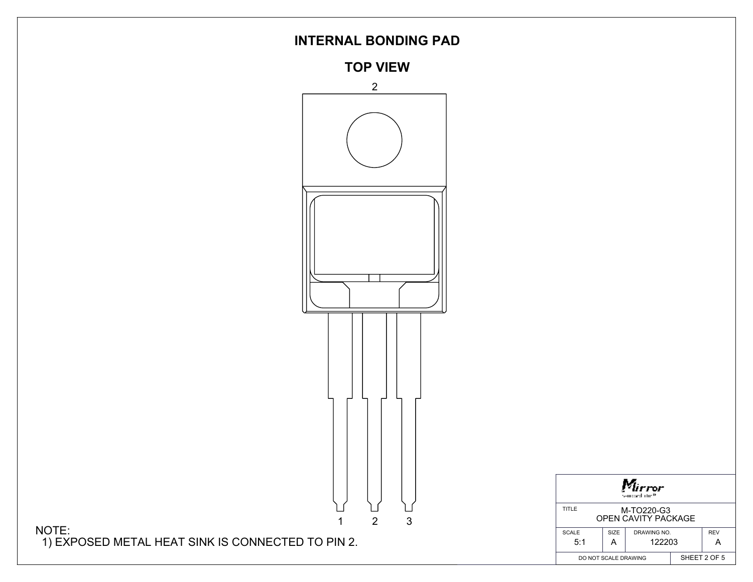# INTERNAL BONDING PAD

## TOP VIEW

2

1 2 3

NOTE:
1) EXPOSED METAL HEAT SINK IS CONNECTED TO PIN 2.

| Mirror | | | |
|---|---|---|---|
| TITLE: M-TO220-G3 OPEN CAVITY PACKAGE | | | |
| SCALE 5:1 | SIZE A | DRAWING NO. 122203 | REV A |
| DO NOT SCALE DRAWING | | SHEET 2 OF 5 | |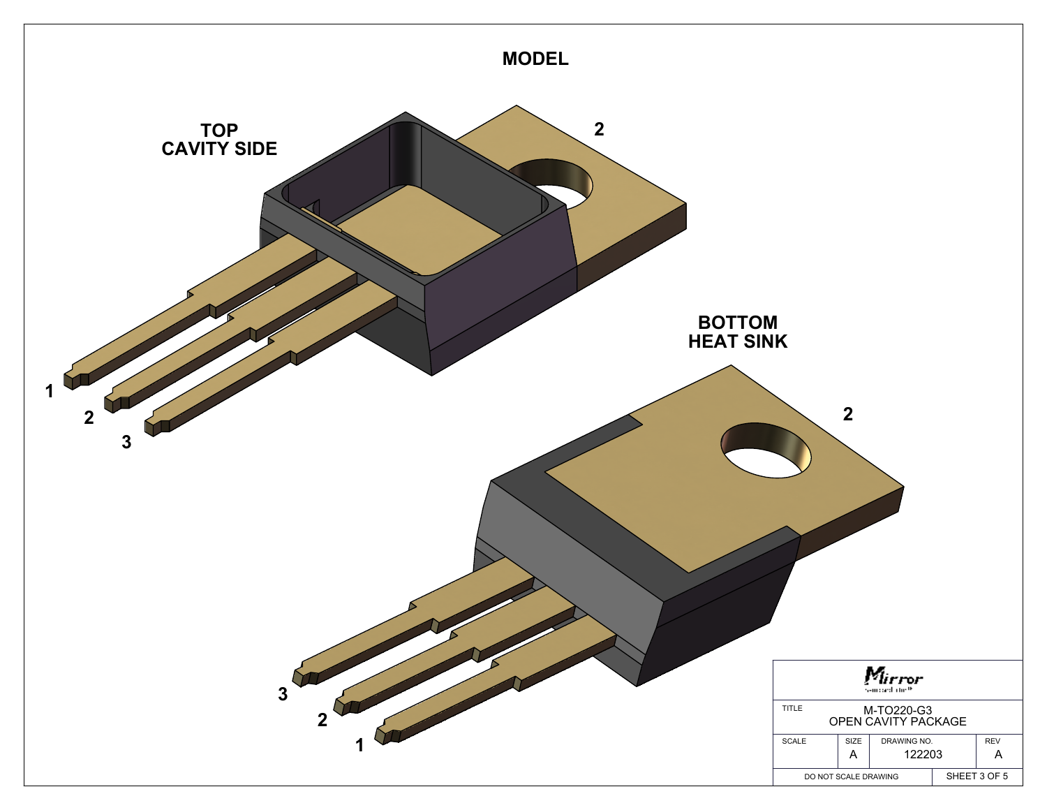# MODEL

**TOP CAVITY SIDE**

2

1

2

3

**BOTTOM HEAT SINK**

2

3

2

1

| | | | |
|---|---|---|---|
| Mirror | | | |
| TITLE | M-TO220-G3 OPEN CAVITY PACKAGE | | |
| SCALE | SIZE A | DRAWING NO. 122203 | REV A |
| DO NOT SCALE DRAWING | | SHEET 3 OF 5 | |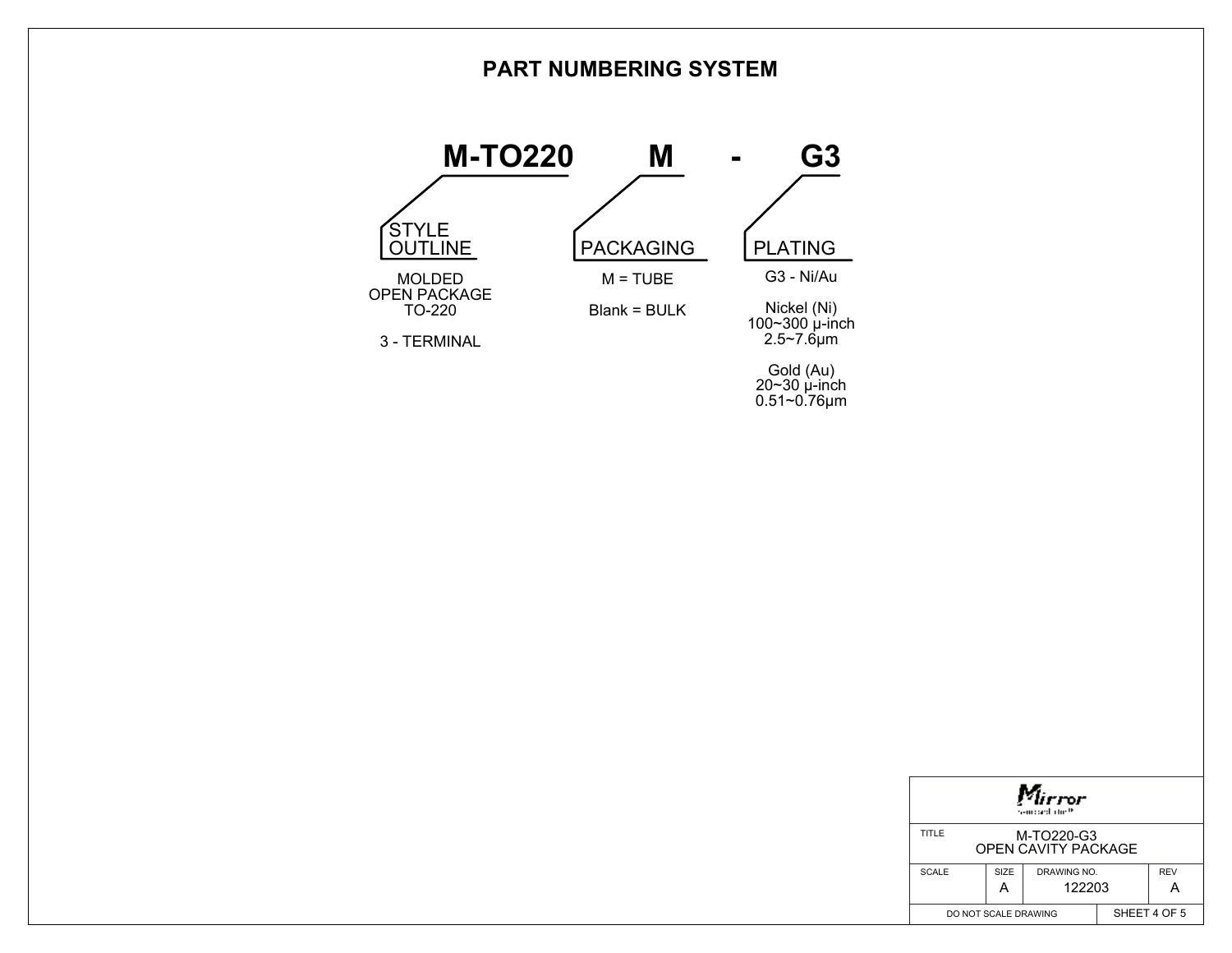# PART NUMBERING SYSTEM

**M-TO220 M - G3**

| STYLE OUTLINE | PACKAGING | PLATING |
| --- | --- | --- |
| MOLDED OPEN PACKAGE TO-220 | M = TUBE | G3 - Ni/Au |
| 3 - TERMINAL | Blank = BULK | Nickel (Ni) 100~300 μ-inch 2.5~7.6μm |
| | | Gold (Au) 20~30 μ-inch 0.51~0.76μm |

| Mirror | | | |
| --- | --- | --- | --- |
| TITLE | M-TO220-G3 OPEN CAVITY PACKAGE | | |
| SCALE | SIZE A | DRAWING NO. 122203 | REV A |
| DO NOT SCALE DRAWING | | SHEET 4 OF 5 | |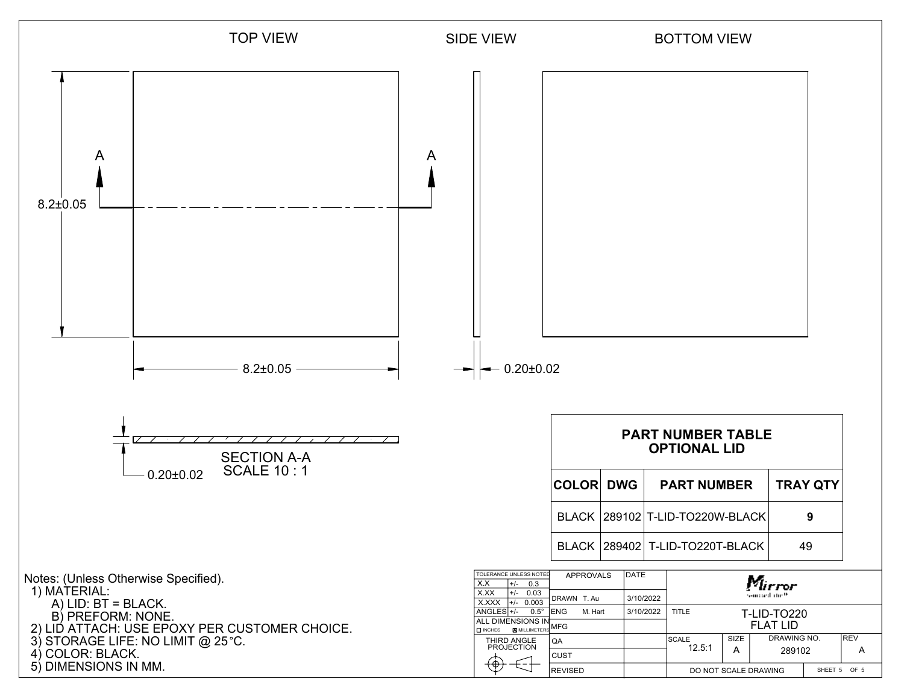TOP VIEW

SIDE VIEW

BOTTOM VIEW

8.2±0.05

8.2±0.05

A

A

0.20±0.02

0.20±0.02

SECTION A-A
SCALE 10 : 1

## PART NUMBER TABLE
## OPTIONAL LID

| COLOR | DWG | PART NUMBER | TRAY QTY |
|---|---|---|---|
| BLACK | 289102 | T-LID-TO220W-BLACK | **9** |
| BLACK | 289402 | T-LID-TO220T-BLACK | 49 |

Notes: (Unless Otherwise Specified).

1) MATERIAL:
   - A) LID: BT = BLACK.
   - B) PREFORM: NONE.
2) LID ATTACH: USE EPOXY PER CUSTOMER CHOICE.
3) STORAGE LIFE: NO LIMIT @ 25°C.
4) COLOR: BLACK.
5) DIMENSIONS IN MM.

| TOLERANCE UNLESS NOTED | | APPROVALS | | DATE |
|---|---|---|---|---|
| X.X | +/- 0.3 | | | |
| X.XX | +/- 0.03 | DRAWN | T. Au | 3/10/2022 |
| X.XXX | +/- 0.003 | | | |
| ANGLES | +/- 0.5° | ENG | M. Hart | 3/10/2022 |
| ALL DIMENSIONS IN ☐ INCHES ☒ MILLIMETERS | | MFG | | |
| THIRD ANGLE PROJECTION | | QA | | |
| | | CUST | | |
| | | REVISED | | |

Mirror

| TITLE | T-LID-TO220 FLAT LID | | |
|---|---|---|---|
| SCALE 12.5:1 | SIZE A | DRAWING NO. 289102 | REV A |
| DO NOT SCALE DRAWING | | SHEET 5 OF 5 | |